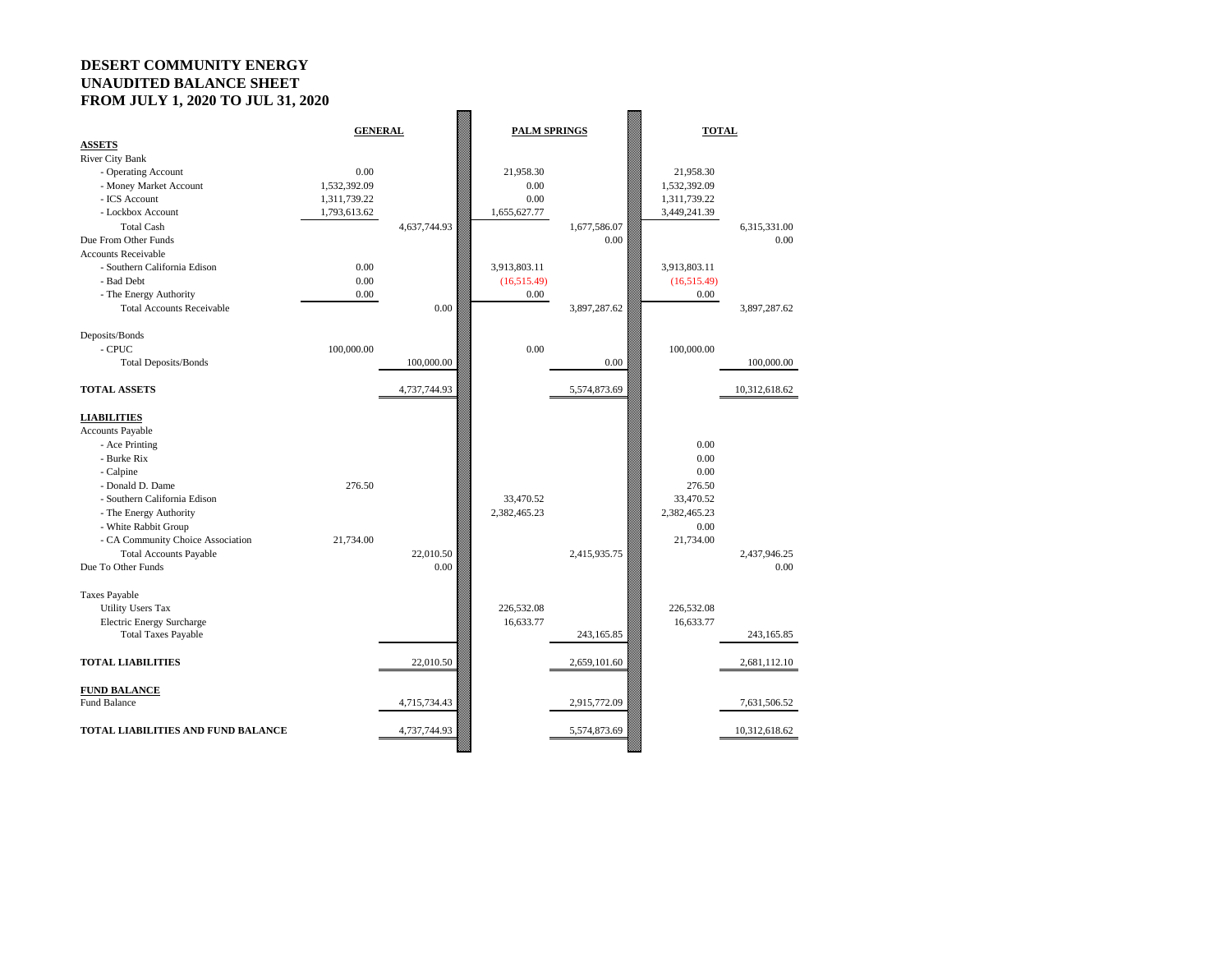# DESERT COMMUNITY ENERGY
# UNAUDITED BALANCE SHEET
# FROM JULY 1, 2020 TO JUL 31, 2020

| | GENERAL | | PALM SPRINGS | | TOTAL | |
|---|---|---|---|---|---|---|
| **ASSETS** | | | | | | |
| River City Bank | | | | | | |
| - Operating Account | 0.00 | | 21,958.30 | | 21,958.30 | |
| - Money Market Account | 1,532,392.09 | | 0.00 | | 1,532,392.09 | |
| - ICS Account | 1,311,739.22 | | 0.00 | | 1,311,739.22 | |
| - Lockbox Account | 1,793,613.62 | | 1,655,627.77 | | 3,449,241.39 | |
| Total Cash | | 4,637,744.93 | | 1,677,586.07 | | 6,315,331.00 |
| Due From Other Funds | | | | 0.00 | | 0.00 |
| Accounts Receivable | | | | | | |
| - Southern California Edison | 0.00 | | 3,913,803.11 | | 3,913,803.11 | |
| - Bad Debt | 0.00 | | (16,515.49) | | (16,515.49) | |
| - The Energy Authority | 0.00 | | 0.00 | | 0.00 | |
| Total Accounts Receivable | | 0.00 | | 3,897,287.62 | | 3,897,287.62 |
| Deposits/Bonds | | | | | | |
| - CPUC | 100,000.00 | | 0.00 | | 100,000.00 | |
| Total Deposits/Bonds | | 100,000.00 | | 0.00 | | 100,000.00 |
| **TOTAL ASSETS** | | 4,737,744.93 | | 5,574,873.69 | | 10,312,618.62 |
| **LIABILITIES** | | | | | | |
| Accounts Payable | | | | | | |
| - Ace Printing | | | | | 0.00 | |
| - Burke Rix | | | | | 0.00 | |
| - Calpine | | | | | 0.00 | |
| - Donald D. Dame | 276.50 | | | | 276.50 | |
| - Southern California Edison | | | 33,470.52 | | 33,470.52 | |
| - The Energy Authority | | | 2,382,465.23 | | 2,382,465.23 | |
| - White Rabbit Group | | | | | 0.00 | |
| - CA Community Choice Association | 21,734.00 | | | | 21,734.00 | |
| Total Accounts Payable | | 22,010.50 | | 2,415,935.75 | | 2,437,946.25 |
| Due To Other Funds | | 0.00 | | | | 0.00 |
| Taxes Payable | | | | | | |
| Utility Users Tax | | | 226,532.08 | | 226,532.08 | |
| Electric Energy Surcharge | | | 16,633.77 | | 16,633.77 | |
| Total Taxes Payable | | | | 243,165.85 | | 243,165.85 |
| **TOTAL LIABILITIES** | | 22,010.50 | | 2,659,101.60 | | 2,681,112.10 |
| **FUND BALANCE** | | | | | | |
| Fund Balance | | 4,715,734.43 | | 2,915,772.09 | | 7,631,506.52 |
| **TOTAL LIABILITIES AND FUND BALANCE** | | 4,737,744.93 | | 5,574,873.69 | | 10,312,618.62 |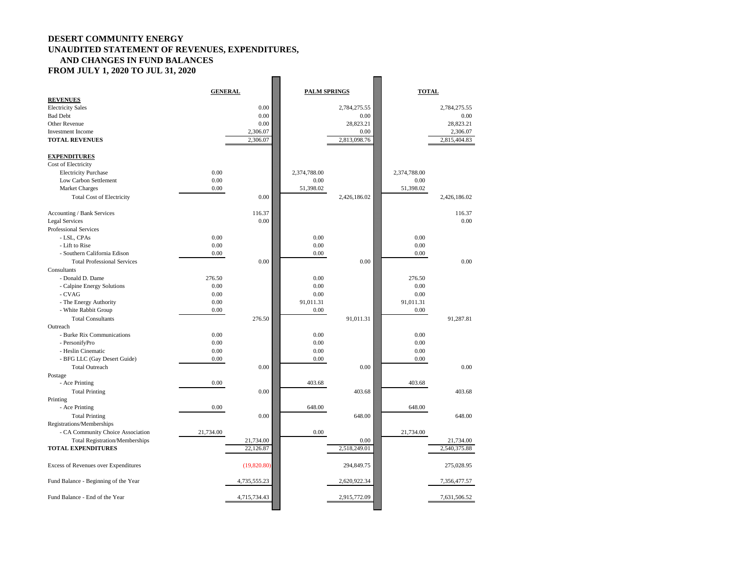# DESERT COMMUNITY ENERGY
## UNAUDITED STATEMENT OF REVENUES, EXPENDITURES, AND CHANGES IN FUND BALANCES
## FROM JULY 1, 2020 TO JUL 31, 2020

| | GENERAL | | PALM SPRINGS | | TOTAL | |
|---|---|---|---|---|---|---|
| **REVENUES** | | | | | | |
| Electricity Sales | | 0.00 | | 2,784,275.55 | | 2,784,275.55 |
| Bad Debt | | 0.00 | | 0.00 | | 0.00 |
| Other Revenue | | 0.00 | | 28,823.21 | | 28,823.21 |
| Investment Income | | 2,306.07 | | 0.00 | | 2,306.07 |
| **TOTAL REVENUES** | | 2,306.07 | | 2,813,098.76 | | 2,815,404.83 |
| **EXPENDITURES** | | | | | | |
| Cost of Electricity | | | | | | |
| Electricity Purchase | 0.00 | | 2,374,788.00 | | 2,374,788.00 | |
| Low Carbon Settlement | 0.00 | | 0.00 | | 0.00 | |
| Market Charges | 0.00 | | 51,398.02 | | 51,398.02 | |
| Total Cost of Electricity | | 0.00 | | 2,426,186.02 | | 2,426,186.02 |
| Accounting / Bank Services | | 116.37 | | | | 116.37 |
| Legal Services | | 0.00 | | | | 0.00 |
| Professional Services | | | | | | |
| - LSL, CPAs | 0.00 | | 0.00 | | 0.00 | |
| - Lift to Rise | 0.00 | | 0.00 | | 0.00 | |
| - Southern California Edison | 0.00 | | 0.00 | | 0.00 | |
| Total Professional Services | | 0.00 | | 0.00 | | 0.00 |
| Consultants | | | | | | |
| - Donald D. Dame | 276.50 | | 0.00 | | 276.50 | |
| - Calpine Energy Solutions | 0.00 | | 0.00 | | 0.00 | |
| - CVAG | 0.00 | | 0.00 | | 0.00 | |
| - The Energy Authority | 0.00 | | 91,011.31 | | 91,011.31 | |
| - White Rabbit Group | 0.00 | | 0.00 | | 0.00 | |
| Total Consultants | | 276.50 | | 91,011.31 | | 91,287.81 |
| Outreach | | | | | | |
| - Burke Rix Communications | 0.00 | | 0.00 | | 0.00 | |
| - PersonifyPro | 0.00 | | 0.00 | | 0.00 | |
| - Heslin Cinematic | 0.00 | | 0.00 | | 0.00 | |
| - BFG LLC (Gay Desert Guide) | 0.00 | | 0.00 | | 0.00 | |
| Total Outreach | | 0.00 | | 0.00 | | 0.00 |
| Postage | | | | | | |
| - Ace Printing | 0.00 | | 403.68 | | 403.68 | |
| Total Printing | | 0.00 | | 403.68 | | 403.68 |
| Printing | | | | | | |
| - Ace Printing | 0.00 | | 648.00 | | 648.00 | |
| Total Printing | | 0.00 | | 648.00 | | 648.00 |
| Registrations/Memberships | | | | | | |
| - CA Community Choice Association | 21,734.00 | | 0.00 | | 21,734.00 | |
| Total Registration/Memberships | | 21,734.00 | | 0.00 | | 21,734.00 |
| **TOTAL EXPENDITURES** | | 22,126.87 | | 2,518,249.01 | | 2,540,375.88 |
| Excess of Revenues over Expenditures | | (19,820.80) | | 294,849.75 | | 275,028.95 |
| Fund Balance - Beginning of the Year | | 4,735,555.23 | | 2,620,922.34 | | 7,356,477.57 |
| Fund Balance - End of the Year | | 4,715,734.43 | | 2,915,772.09 | | 7,631,506.52 |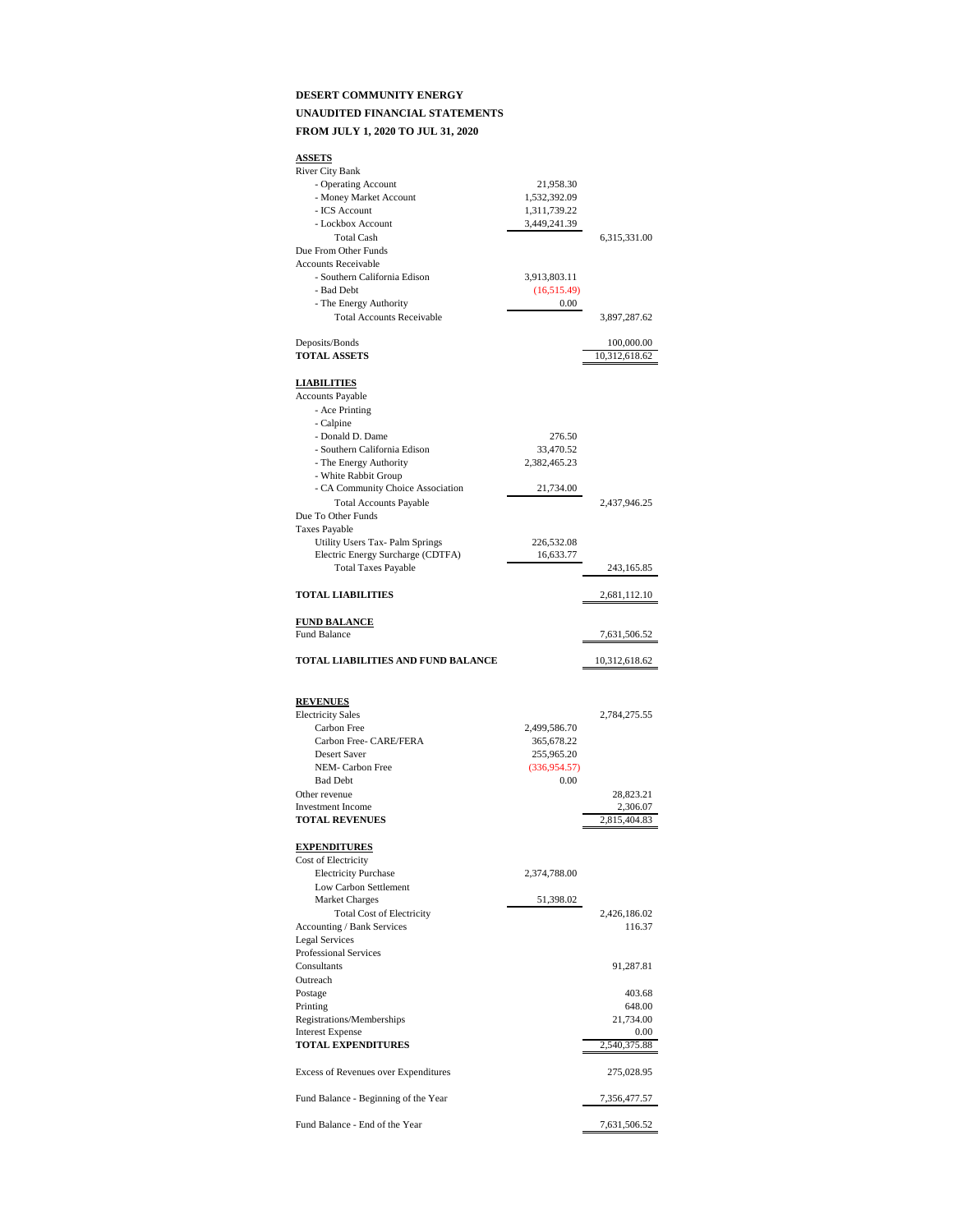**DESERT COMMUNITY ENERGY**

**UNAUDITED FINANCIAL STATEMENTS**

**FROM JULY 1, 2020 TO JUL 31, 2020**

| | | |
|---|---|---|
| **ASSETS** | | |
| River City Bank | | |
| - Operating Account | 21,958.30 | |
| - Money Market Account | 1,532,392.09 | |
| - ICS Account | 1,311,739.22 | |
| - Lockbox Account | 3,449,241.39 | |
| Total Cash | | 6,315,331.00 |
| Due From Other Funds | | |
| Accounts Receivable | | |
| - Southern California Edison | 3,913,803.11 | |
| - Bad Debt | (16,515.49) | |
| - The Energy Authority | 0.00 | |
| Total Accounts Receivable | | 3,897,287.62 |
| Deposits/Bonds | | 100,000.00 |
| **TOTAL ASSETS** | | 10,312,618.62 |
| **LIABILITIES** | | |
| Accounts Payable | | |
| - Ace Printing | | |
| - Calpine | | |
| - Donald D. Dame | 276.50 | |
| - Southern California Edison | 33,470.52 | |
| - The Energy Authority | 2,382,465.23 | |
| - White Rabbit Group | | |
| - CA Community Choice Association | 21,734.00 | |
| Total Accounts Payable | | 2,437,946.25 |
| Due To Other Funds | | |
| Taxes Payable | | |
| Utility Users Tax- Palm Springs | 226,532.08 | |
| Electric Energy Surcharge (CDTFA) | 16,633.77 | |
| Total Taxes Payable | | 243,165.85 |
| **TOTAL LIABILITIES** | | 2,681,112.10 |
| **FUND BALANCE** | | |
| Fund Balance | | 7,631,506.52 |
| **TOTAL LIABILITIES AND FUND BALANCE** | | 10,312,618.62 |

| | | |
|---|---|---|
| **REVENUES** | | |
| Electricity Sales | | 2,784,275.55 |
| Carbon Free | 2,499,586.70 | |
| Carbon Free- CARE/FERA | 365,678.22 | |
| Desert Saver | 255,965.20 | |
| NEM- Carbon Free | (336,954.57) | |
| Bad Debt | 0.00 | |
| Other revenue | | 28,823.21 |
| Investment Income | | 2,306.07 |
| **TOTAL REVENUES** | | 2,815,404.83 |
| **EXPENDITURES** | | |
| Cost of Electricity | | |
| Electricity Purchase | 2,374,788.00 | |
| Low Carbon Settlement | | |
| Market Charges | 51,398.02 | |
| Total Cost of Electricity | | 2,426,186.02 |
| Accounting / Bank Services | | 116.37 |
| Legal Services | | |
| Professional Services | | |
| Consultants | | 91,287.81 |
| Outreach | | |
| Postage | | 403.68 |
| Printing | | 648.00 |
| Registrations/Memberships | | 21,734.00 |
| Interest Expense | | 0.00 |
| **TOTAL EXPENDITURES** | | 2,540,375.88 |
| Excess of Revenues over Expenditures | | 275,028.95 |
| Fund Balance - Beginning of the Year | | 7,356,477.57 |
| Fund Balance - End of the Year | | 7,631,506.52 |